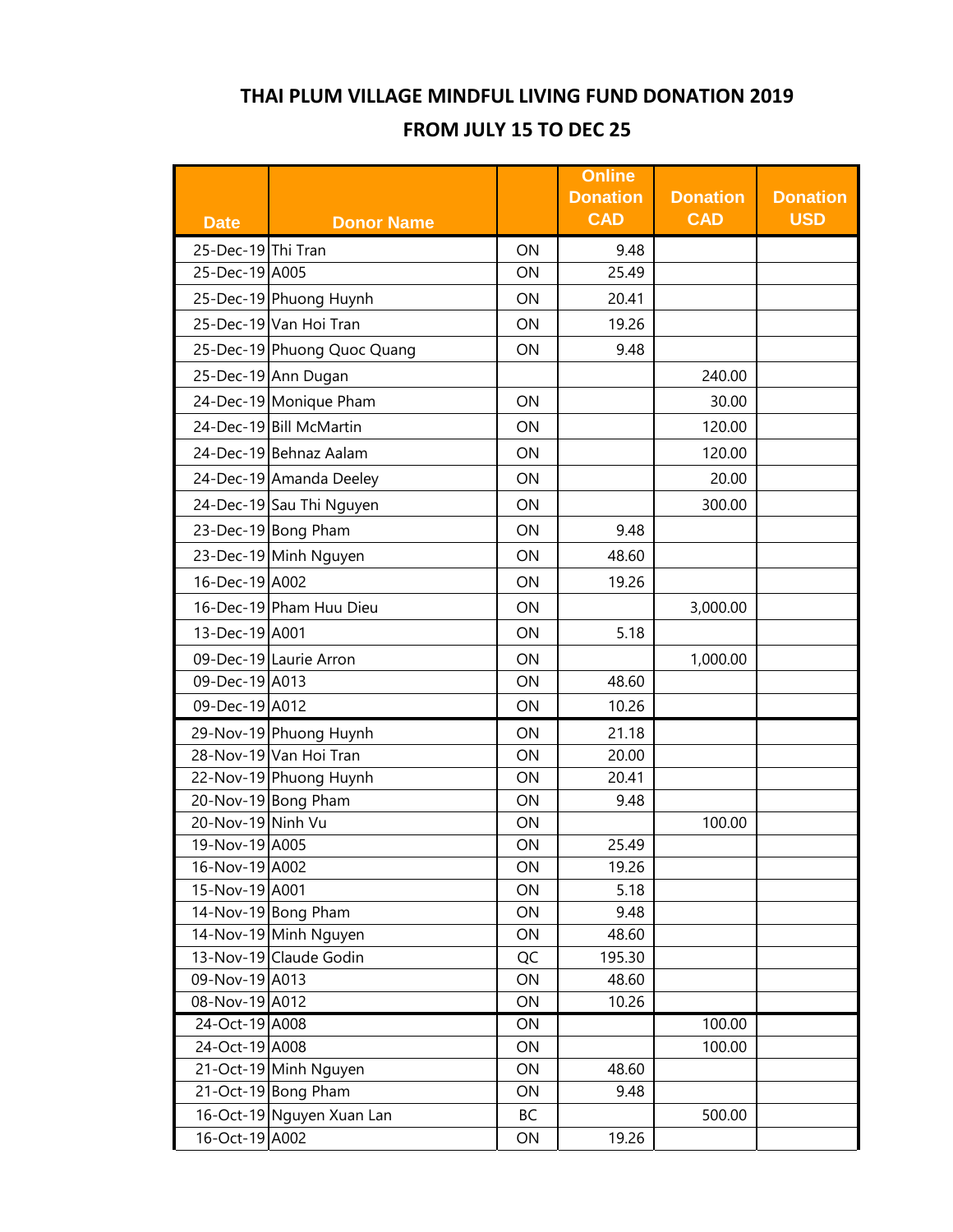# THAI PLUM VILLAGE MINDFUL LIVING FUND DONATION 2019

## FROM JULY 15 TO DEC 25

| Date | Donor Name | | Online Donation CAD | Donation CAD | Donation USD |
|---|---|---|---|---|---|
| 25-Dec-19 | Thi Tran | ON | 9.48 | | |
| 25-Dec-19 | A005 | ON | 25.49 | | |
| 25-Dec-19 | Phuong Huynh | ON | 20.41 | | |
| 25-Dec-19 | Van Hoi Tran | ON | 19.26 | | |
| 25-Dec-19 | Phuong Quoc Quang | ON | 9.48 | | |
| 25-Dec-19 | Ann Dugan | | | 240.00 | |
| 24-Dec-19 | Monique Pham | ON | | 30.00 | |
| 24-Dec-19 | Bill McMartin | ON | | 120.00 | |
| 24-Dec-19 | Behnaz Aalam | ON | | 120.00 | |
| 24-Dec-19 | Amanda Deeley | ON | | 20.00 | |
| 24-Dec-19 | Sau Thi Nguyen | ON | | 300.00 | |
| 23-Dec-19 | Bong Pham | ON | 9.48 | | |
| 23-Dec-19 | Minh Nguyen | ON | 48.60 | | |
| 16-Dec-19 | A002 | ON | 19.26 | | |
| 16-Dec-19 | Pham Huu Dieu | ON | | 3,000.00 | |
| 13-Dec-19 | A001 | ON | 5.18 | | |
| 09-Dec-19 | Laurie Arron | ON | | 1,000.00 | |
| 09-Dec-19 | A013 | ON | 48.60 | | |
| 09-Dec-19 | A012 | ON | 10.26 | | |
| 29-Nov-19 | Phuong Huynh | ON | 21.18 | | |
| 28-Nov-19 | Van Hoi Tran | ON | 20.00 | | |
| 22-Nov-19 | Phuong Huynh | ON | 20.41 | | |
| 20-Nov-19 | Bong Pham | ON | 9.48 | | |
| 20-Nov-19 | Ninh Vu | ON | | 100.00 | |
| 19-Nov-19 | A005 | ON | 25.49 | | |
| 16-Nov-19 | A002 | ON | 19.26 | | |
| 15-Nov-19 | A001 | ON | 5.18 | | |
| 14-Nov-19 | Bong Pham | ON | 9.48 | | |
| 14-Nov-19 | Minh Nguyen | ON | 48.60 | | |
| 13-Nov-19 | Claude Godin | QC | 195.30 | | |
| 09-Nov-19 | A013 | ON | 48.60 | | |
| 08-Nov-19 | A012 | ON | 10.26 | | |
| 24-Oct-19 | A008 | ON | | 100.00 | |
| 24-Oct-19 | A008 | ON | | 100.00 | |
| 21-Oct-19 | Minh Nguyen | ON | 48.60 | | |
| 21-Oct-19 | Bong Pham | ON | 9.48 | | |
| 16-Oct-19 | Nguyen Xuan Lan | BC | | 500.00 | |
| 16-Oct-19 | A002 | ON | 19.26 | | |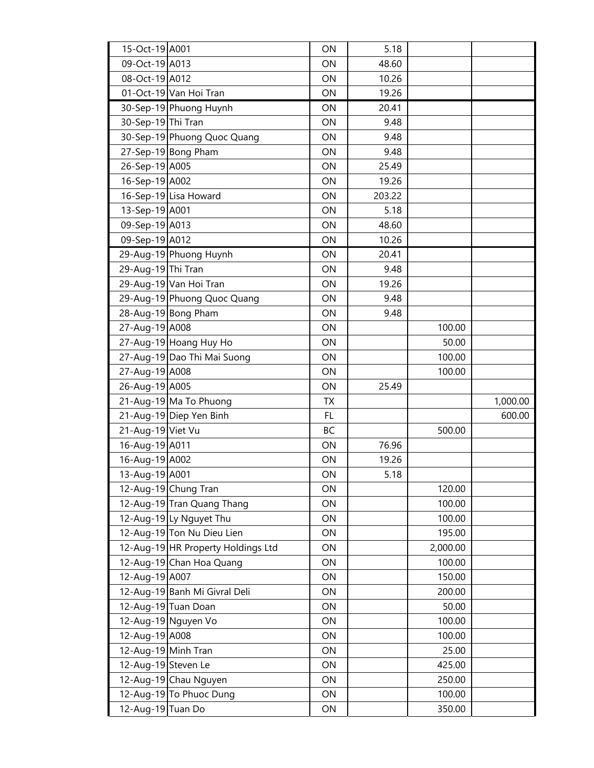| | | | | | |
|---|---|---|---|---|---|
| 15-Oct-19 | A001 | ON | 5.18 | | |
| 09-Oct-19 | A013 | ON | 48.60 | | |
| 08-Oct-19 | A012 | ON | 10.26 | | |
| 01-Oct-19 | Van Hoi Tran | ON | 19.26 | | |
| 30-Sep-19 | Phuong Huynh | ON | 20.41 | | |
| 30-Sep-19 | Thi Tran | ON | 9.48 | | |
| 30-Sep-19 | Phuong Quoc Quang | ON | 9.48 | | |
| 27-Sep-19 | Bong Pham | ON | 9.48 | | |
| 26-Sep-19 | A005 | ON | 25.49 | | |
| 16-Sep-19 | A002 | ON | 19.26 | | |
| 16-Sep-19 | Lisa Howard | ON | 203.22 | | |
| 13-Sep-19 | A001 | ON | 5.18 | | |
| 09-Sep-19 | A013 | ON | 48.60 | | |
| 09-Sep-19 | A012 | ON | 10.26 | | |
| 29-Aug-19 | Phuong Huynh | ON | 20.41 | | |
| 29-Aug-19 | Thi Tran | ON | 9.48 | | |
| 29-Aug-19 | Van Hoi Tran | ON | 19.26 | | |
| 29-Aug-19 | Phuong Quoc Quang | ON | 9.48 | | |
| 28-Aug-19 | Bong Pham | ON | 9.48 | | |
| 27-Aug-19 | A008 | ON | | 100.00 | |
| 27-Aug-19 | Hoang Huy Ho | ON | | 50.00 | |
| 27-Aug-19 | Dao Thi Mai Suong | ON | | 100.00 | |
| 27-Aug-19 | A008 | ON | | 100.00 | |
| 26-Aug-19 | A005 | ON | 25.49 | | |
| 21-Aug-19 | Ma To Phuong | TX | | | 1,000.00 |
| 21-Aug-19 | Diep Yen Binh | FL | | | 600.00 |
| 21-Aug-19 | Viet Vu | BC | | 500.00 | |
| 16-Aug-19 | A011 | ON | 76.96 | | |
| 16-Aug-19 | A002 | ON | 19.26 | | |
| 13-Aug-19 | A001 | ON | 5.18 | | |
| 12-Aug-19 | Chung Tran | ON | | 120.00 | |
| 12-Aug-19 | Tran Quang Thang | ON | | 100.00 | |
| 12-Aug-19 | Ly Nguyet Thu | ON | | 100.00 | |
| 12-Aug-19 | Ton Nu Dieu Lien | ON | | 195.00 | |
| 12-Aug-19 | HR Property Holdings Ltd | ON | | 2,000.00 | |
| 12-Aug-19 | Chan Hoa Quang | ON | | 100.00 | |
| 12-Aug-19 | A007 | ON | | 150.00 | |
| 12-Aug-19 | Banh Mi Givral Deli | ON | | 200.00 | |
| 12-Aug-19 | Tuan Doan | ON | | 50.00 | |
| 12-Aug-19 | Nguyen Vo | ON | | 100.00 | |
| 12-Aug-19 | A008 | ON | | 100.00 | |
| 12-Aug-19 | Minh Tran | ON | | 25.00 | |
| 12-Aug-19 | Steven Le | ON | | 425.00 | |
| 12-Aug-19 | Chau Nguyen | ON | | 250.00 | |
| 12-Aug-19 | To Phuoc Dung | ON | | 100.00 | |
| 12-Aug-19 | Tuan Do | ON | | 350.00 | |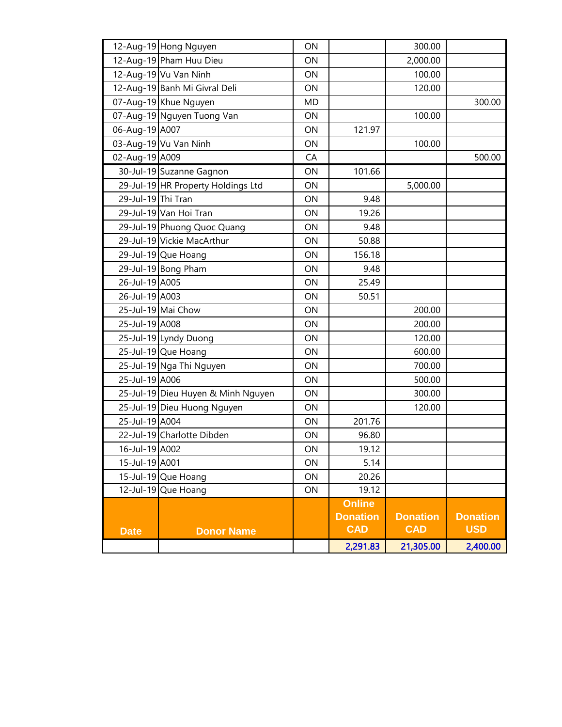| | | | | | |
|---|---|---|---|---|---|
| 12-Aug-19 | Hong Nguyen | ON | | 300.00 | |
| 12-Aug-19 | Pham Huu Dieu | ON | | 2,000.00 | |
| 12-Aug-19 | Vu Van Ninh | ON | | 100.00 | |
| 12-Aug-19 | Banh Mi Givral Deli | ON | | 120.00 | |
| 07-Aug-19 | Khue Nguyen | MD | | | 300.00 |
| 07-Aug-19 | Nguyen Tuong Van | ON | | 100.00 | |
| 06-Aug-19 | A007 | ON | 121.97 | | |
| 03-Aug-19 | Vu Van Ninh | ON | | 100.00 | |
| 02-Aug-19 | A009 | CA | | | 500.00 |
| 30-Jul-19 | Suzanne Gagnon | ON | 101.66 | | |
| 29-Jul-19 | HR Property Holdings Ltd | ON | | 5,000.00 | |
| 29-Jul-19 | Thi Tran | ON | 9.48 | | |
| 29-Jul-19 | Van Hoi Tran | ON | 19.26 | | |
| 29-Jul-19 | Phuong Quoc Quang | ON | 9.48 | | |
| 29-Jul-19 | Vickie MacArthur | ON | 50.88 | | |
| 29-Jul-19 | Que Hoang | ON | 156.18 | | |
| 29-Jul-19 | Bong Pham | ON | 9.48 | | |
| 26-Jul-19 | A005 | ON | 25.49 | | |
| 26-Jul-19 | A003 | ON | 50.51 | | |
| 25-Jul-19 | Mai Chow | ON | | 200.00 | |
| 25-Jul-19 | A008 | ON | | 200.00 | |
| 25-Jul-19 | Lyndy Duong | ON | | 120.00 | |
| 25-Jul-19 | Que Hoang | ON | | 600.00 | |
| 25-Jul-19 | Nga Thi Nguyen | ON | | 700.00 | |
| 25-Jul-19 | A006 | ON | | 500.00 | |
| 25-Jul-19 | Dieu Huyen & Minh Nguyen | ON | | 300.00 | |
| 25-Jul-19 | Dieu Huong Nguyen | ON | | 120.00 | |
| 25-Jul-19 | A004 | ON | 201.76 | | |
| 22-Jul-19 | Charlotte Dibden | ON | 96.80 | | |
| 16-Jul-19 | A002 | ON | 19.12 | | |
| 15-Jul-19 | A001 | ON | 5.14 | | |
| 15-Jul-19 | Que Hoang | ON | 20.26 | | |
| 12-Jul-19 | Que Hoang | ON | 19.12 | | |
| **Date** | **Donor Name** | | **Online Donation CAD** | **Donation CAD** | **Donation USD** |
| | | | 2,291.83 | 21,305.00 | 2,400.00 |